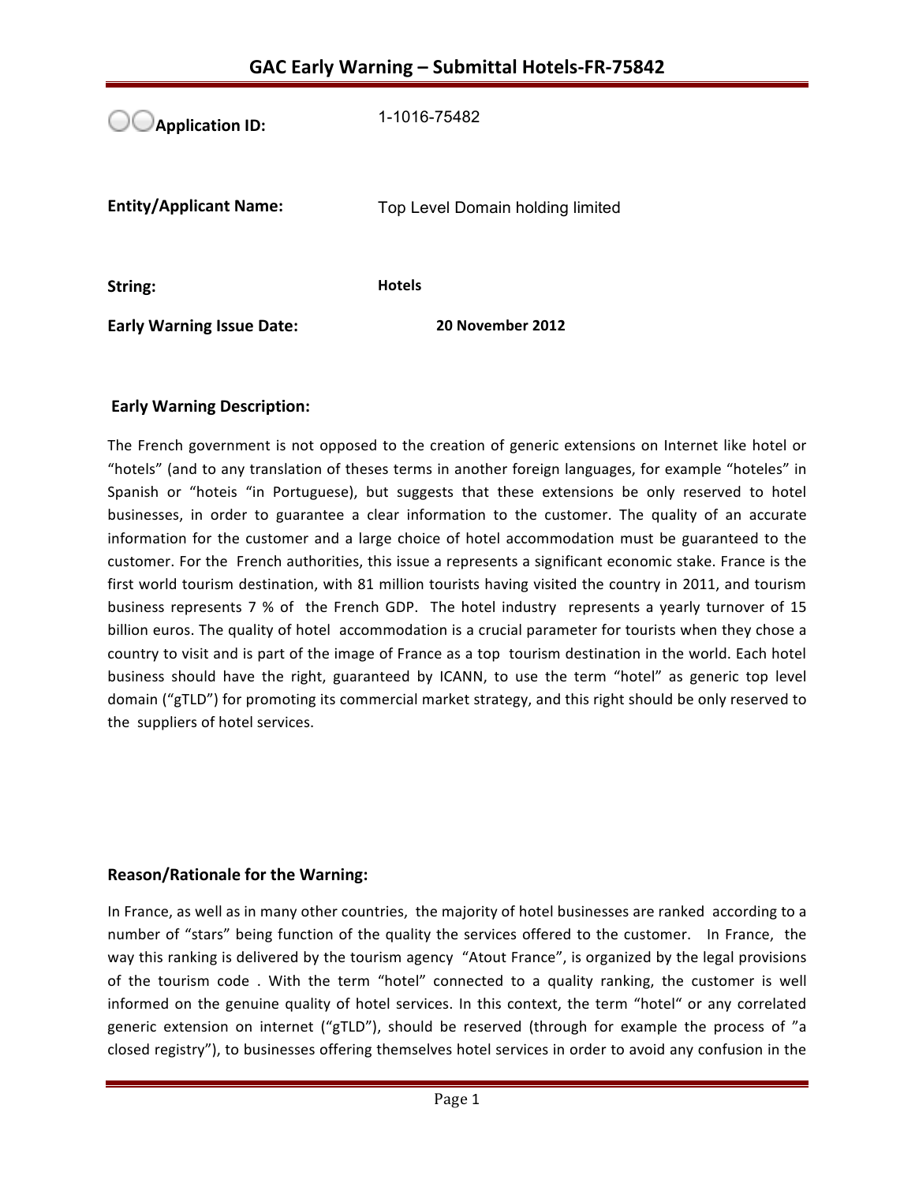# GAC Early Warning – Submittal Hotels-FR-75842

**Application ID:** 1-1016-75482

**Entity/Applicant Name:** Top Level Domain holding limited

**String:** **Hotels**

**Early Warning Issue Date:** **20 November 2012**

## Early Warning Description:

The French government is not opposed to the creation of generic extensions on Internet like hotel or "hotels" (and to any translation of theses terms in another foreign languages, for example "hoteles" in Spanish or "hoteis "in Portuguese), but suggests that these extensions be only reserved to hotel businesses, in order to guarantee a clear information to the customer. The quality of an accurate information for the customer and a large choice of hotel accommodation must be guaranteed to the customer. For the French authorities, this issue a represents a significant economic stake. France is the first world tourism destination, with 81 million tourists having visited the country in 2011, and tourism business represents 7 % of the French GDP. The hotel industry represents a yearly turnover of 15 billion euros. The quality of hotel accommodation is a crucial parameter for tourists when they chose a country to visit and is part of the image of France as a top tourism destination in the world. Each hotel business should have the right, guaranteed by ICANN, to use the term "hotel" as generic top level domain ("gTLD") for promoting its commercial market strategy, and this right should be only reserved to the suppliers of hotel services.

## Reason/Rationale for the Warning:

In France, as well as in many other countries, the majority of hotel businesses are ranked according to a number of "stars" being function of the quality the services offered to the customer. In France, the way this ranking is delivered by the tourism agency "Atout France", is organized by the legal provisions of the tourism code . With the term "hotel" connected to a quality ranking, the customer is well informed on the genuine quality of hotel services. In this context, the term "hotel" or any correlated generic extension on internet ("gTLD"), should be reserved (through for example the process of "a closed registry"), to businesses offering themselves hotel services in order to avoid any confusion in the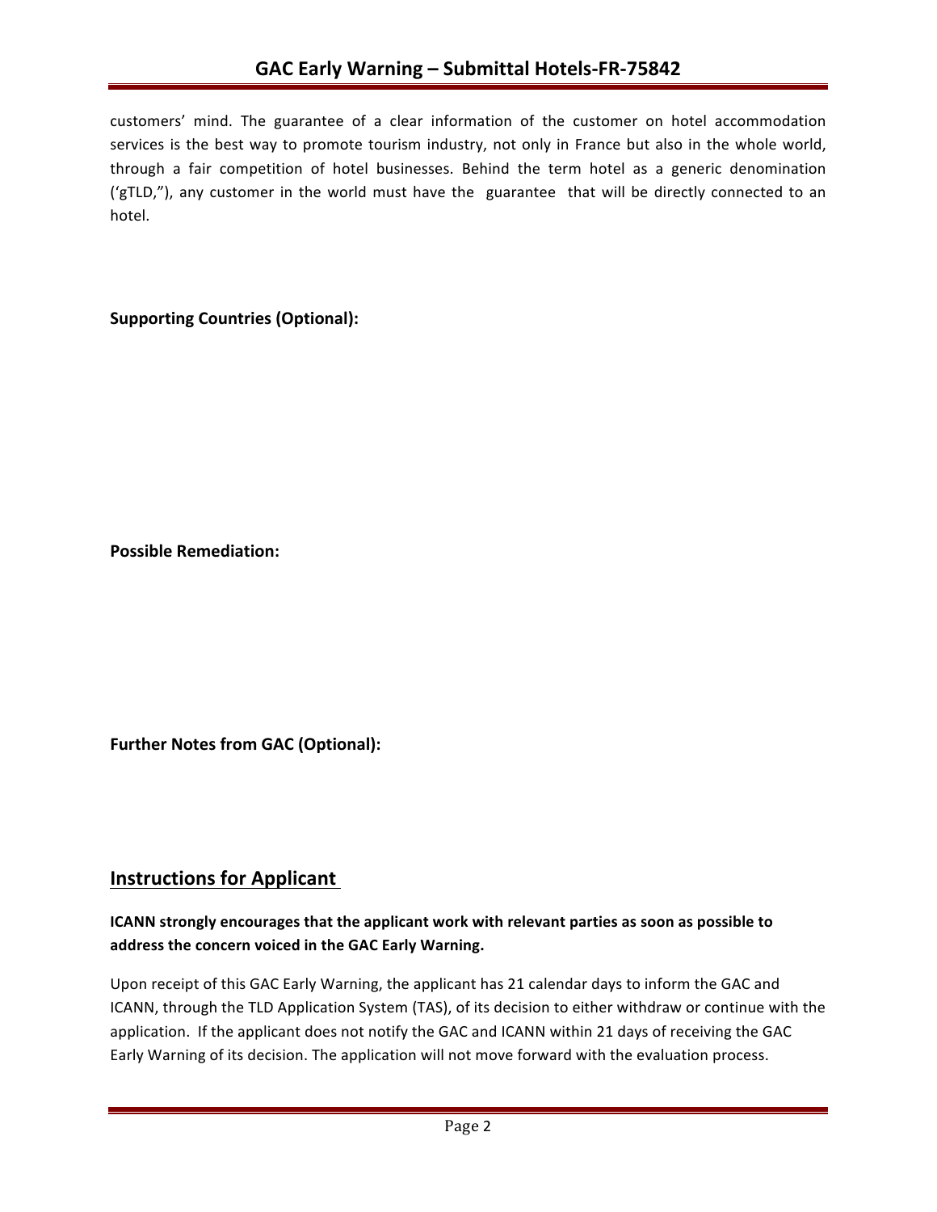customers' mind. The guarantee of a clear information of the customer on hotel accommodation services is the best way to promote tourism industry, not only in France but also in the whole world, through a fair competition of hotel businesses. Behind the term hotel as a generic denomination ('gTLD,"), any customer in the world must have the guarantee that will be directly connected to an hotel.

**Supporting Countries (Optional):**

**Possible Remediation:**

**Further Notes from GAC (Optional):**

## Instructions for Applicant

**ICANN strongly encourages that the applicant work with relevant parties as soon as possible to address the concern voiced in the GAC Early Warning.**

Upon receipt of this GAC Early Warning, the applicant has 21 calendar days to inform the GAC and ICANN, through the TLD Application System (TAS), of its decision to either withdraw or continue with the application. If the applicant does not notify the GAC and ICANN within 21 days of receiving the GAC Early Warning of its decision. The application will not move forward with the evaluation process.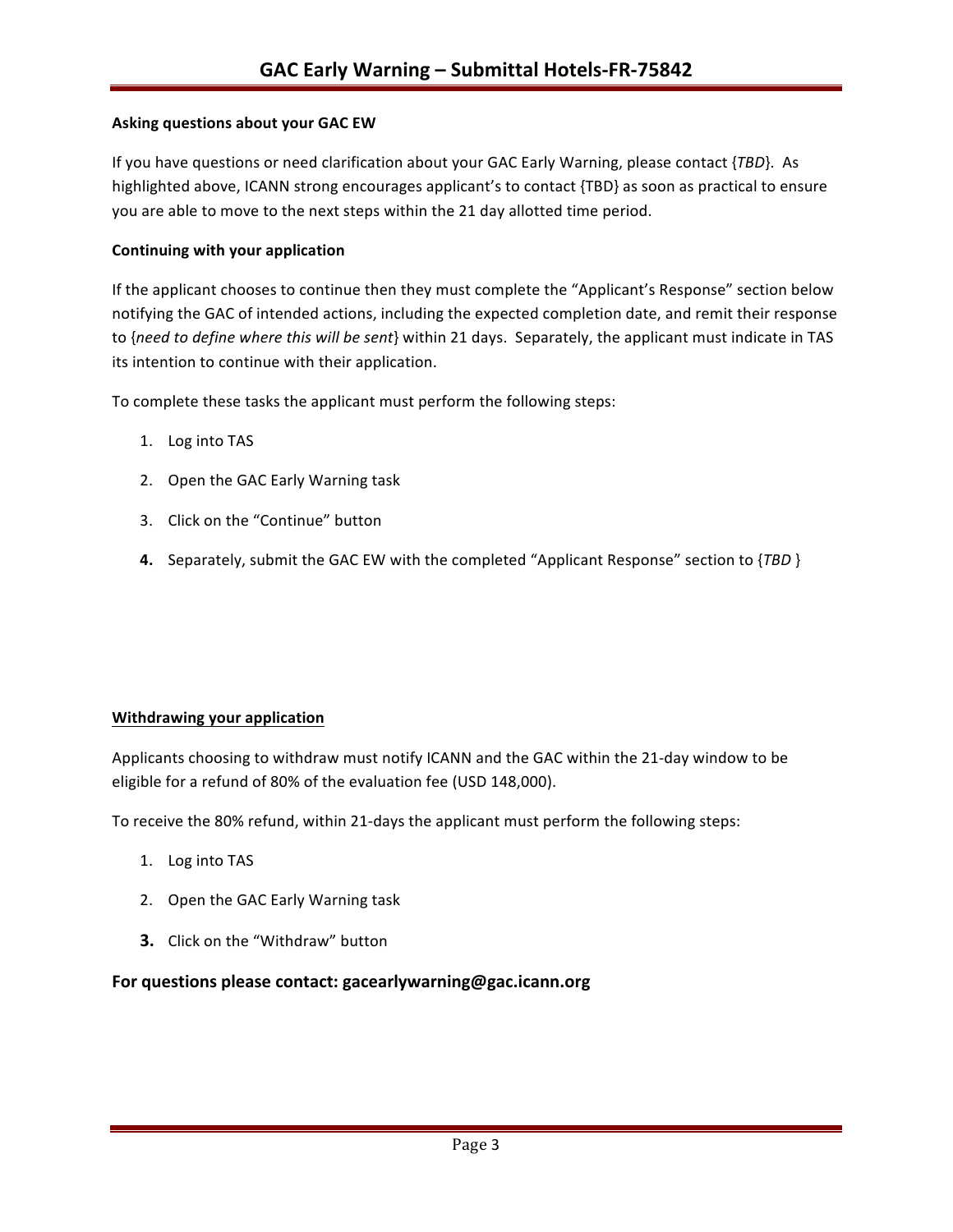**Asking questions about your GAC EW**

If you have questions or need clarification about your GAC Early Warning, please contact {*TBD*}. As highlighted above, ICANN strong encourages applicant's to contact {TBD} as soon as practical to ensure you are able to move to the next steps within the 21 day allotted time period.

**Continuing with your application**

If the applicant chooses to continue then they must complete the "Applicant's Response" section below notifying the GAC of intended actions, including the expected completion date, and remit their response to {*need to define where this will be sent*} within 21 days. Separately, the applicant must indicate in TAS its intention to continue with their application.

To complete these tasks the applicant must perform the following steps:

1. Log into TAS
2. Open the GAC Early Warning task
3. Click on the "Continue" button
4. Separately, submit the GAC EW with the completed "Applicant Response" section to {*TBD* }

**Withdrawing your application**

Applicants choosing to withdraw must notify ICANN and the GAC within the 21-day window to be eligible for a refund of 80% of the evaluation fee (USD 148,000).

To receive the 80% refund, within 21-days the applicant must perform the following steps:

1. Log into TAS
2. Open the GAC Early Warning task
3. Click on the "Withdraw" button

**For questions please contact: gacearlywarning@gac.icann.org**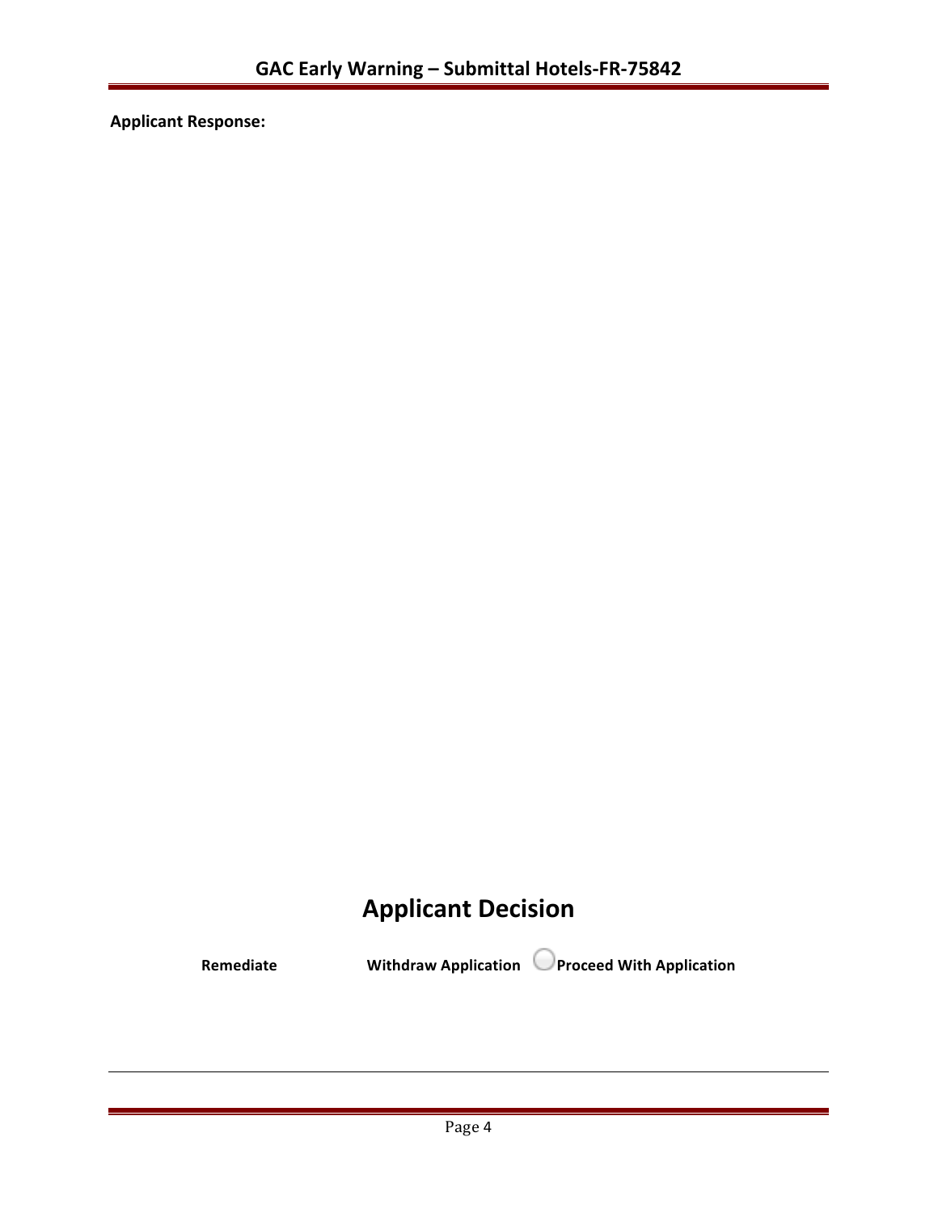**Applicant Response:**

# Applicant Decision

**Remediate** **Withdraw Application** **Proceed With Application**